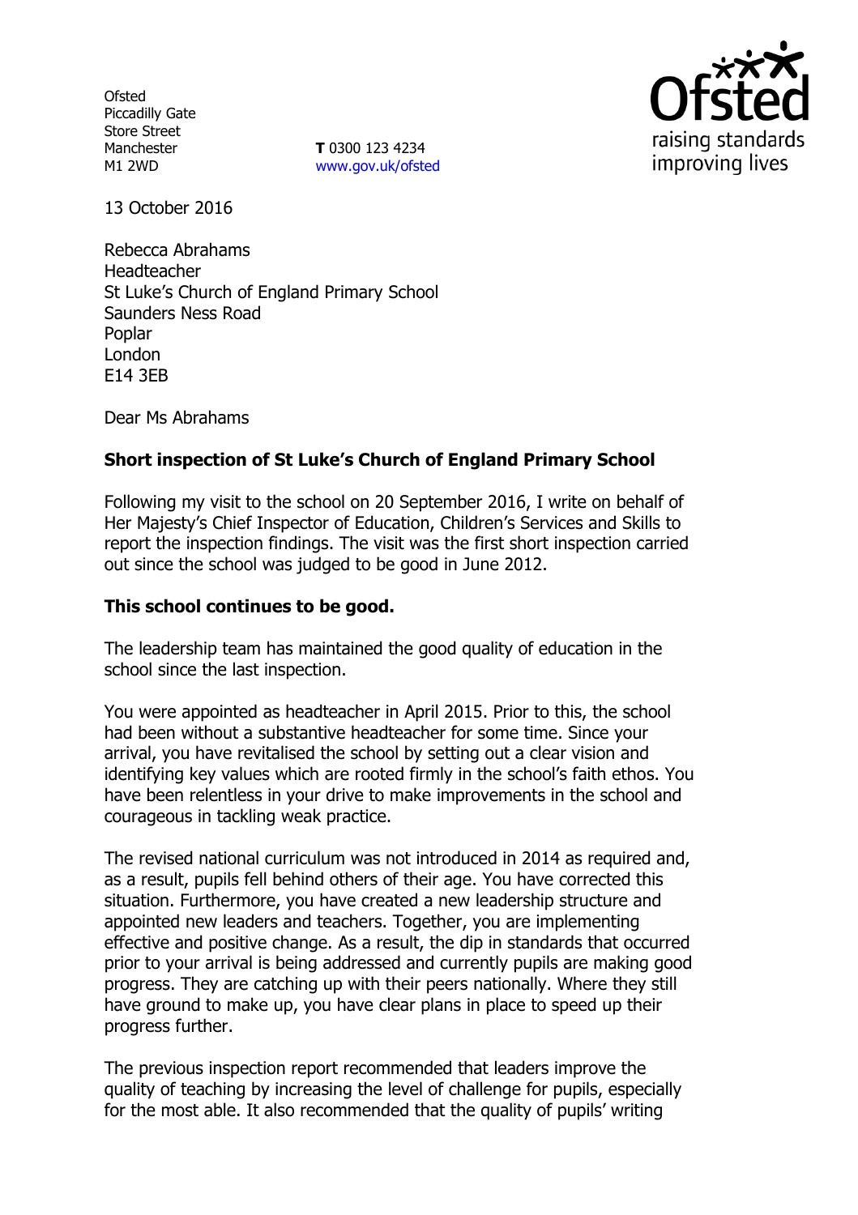Ofsted
Piccadilly Gate
Store Street
Manchester
M1 2WD

**T** 0300 123 4234
www.gov.uk/ofsted

13 October 2016

Rebecca Abrahams
Headteacher
St Luke's Church of England Primary School
Saunders Ness Road
Poplar
London
E14 3EB

Dear Ms Abrahams

**Short inspection of St Luke's Church of England Primary School**

Following my visit to the school on 20 September 2016, I write on behalf of Her Majesty's Chief Inspector of Education, Children's Services and Skills to report the inspection findings. The visit was the first short inspection carried out since the school was judged to be good in June 2012.

**This school continues to be good.**

The leadership team has maintained the good quality of education in the school since the last inspection.

You were appointed as headteacher in April 2015. Prior to this, the school had been without a substantive headteacher for some time. Since your arrival, you have revitalised the school by setting out a clear vision and identifying key values which are rooted firmly in the school's faith ethos. You have been relentless in your drive to make improvements in the school and courageous in tackling weak practice.

The revised national curriculum was not introduced in 2014 as required and, as a result, pupils fell behind others of their age. You have corrected this situation. Furthermore, you have created a new leadership structure and appointed new leaders and teachers. Together, you are implementing effective and positive change. As a result, the dip in standards that occurred prior to your arrival is being addressed and currently pupils are making good progress. They are catching up with their peers nationally. Where they still have ground to make up, you have clear plans in place to speed up their progress further.

The previous inspection report recommended that leaders improve the quality of teaching by increasing the level of challenge for pupils, especially for the most able. It also recommended that the quality of pupils' writing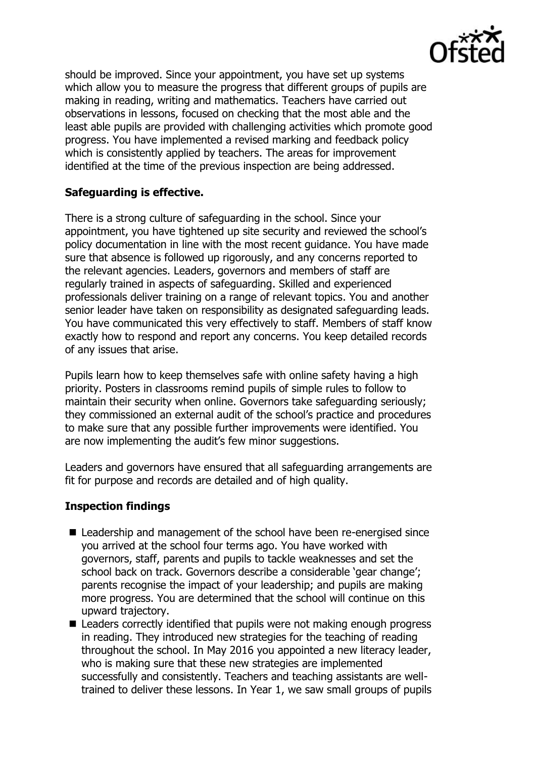should be improved. Since your appointment, you have set up systems which allow you to measure the progress that different groups of pupils are making in reading, writing and mathematics. Teachers have carried out observations in lessons, focused on checking that the most able and the least able pupils are provided with challenging activities which promote good progress. You have implemented a revised marking and feedback policy which is consistently applied by teachers. The areas for improvement identified at the time of the previous inspection are being addressed.

## Safeguarding is effective.

There is a strong culture of safeguarding in the school. Since your appointment, you have tightened up site security and reviewed the school's policy documentation in line with the most recent guidance. You have made sure that absence is followed up rigorously, and any concerns reported to the relevant agencies. Leaders, governors and members of staff are regularly trained in aspects of safeguarding. Skilled and experienced professionals deliver training on a range of relevant topics. You and another senior leader have taken on responsibility as designated safeguarding leads. You have communicated this very effectively to staff. Members of staff know exactly how to respond and report any concerns. You keep detailed records of any issues that arise.

Pupils learn how to keep themselves safe with online safety having a high priority. Posters in classrooms remind pupils of simple rules to follow to maintain their security when online. Governors take safeguarding seriously; they commissioned an external audit of the school's practice and procedures to make sure that any possible further improvements were identified. You are now implementing the audit's few minor suggestions.

Leaders and governors have ensured that all safeguarding arrangements are fit for purpose and records are detailed and of high quality.

## Inspection findings

- Leadership and management of the school have been re-energised since you arrived at the school four terms ago. You have worked with governors, staff, parents and pupils to tackle weaknesses and set the school back on track. Governors describe a considerable 'gear change'; parents recognise the impact of your leadership; and pupils are making more progress. You are determined that the school will continue on this upward trajectory.
- Leaders correctly identified that pupils were not making enough progress in reading. They introduced new strategies for the teaching of reading throughout the school. In May 2016 you appointed a new literacy leader, who is making sure that these new strategies are implemented successfully and consistently. Teachers and teaching assistants are well-trained to deliver these lessons. In Year 1, we saw small groups of pupils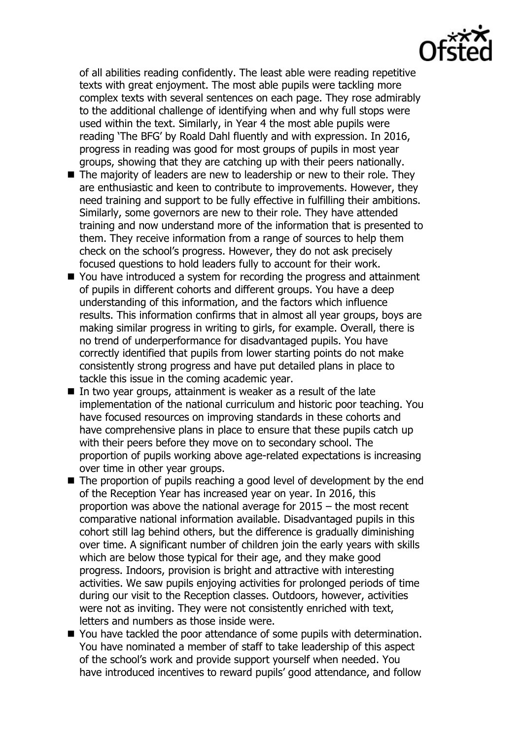of all abilities reading confidently. The least able were reading repetitive texts with great enjoyment. The most able pupils were tackling more complex texts with several sentences on each page. They rose admirably to the additional challenge of identifying when and why full stops were used within the text. Similarly, in Year 4 the most able pupils were reading 'The BFG' by Roald Dahl fluently and with expression. In 2016, progress in reading was good for most groups of pupils in most year groups, showing that they are catching up with their peers nationally.

- The majority of leaders are new to leadership or new to their role. They are enthusiastic and keen to contribute to improvements. However, they need training and support to be fully effective in fulfilling their ambitions. Similarly, some governors are new to their role. They have attended training and now understand more of the information that is presented to them. They receive information from a range of sources to help them check on the school's progress. However, they do not ask precisely focused questions to hold leaders fully to account for their work.
- You have introduced a system for recording the progress and attainment of pupils in different cohorts and different groups. You have a deep understanding of this information, and the factors which influence results. This information confirms that in almost all year groups, boys are making similar progress in writing to girls, for example. Overall, there is no trend of underperformance for disadvantaged pupils. You have correctly identified that pupils from lower starting points do not make consistently strong progress and have put detailed plans in place to tackle this issue in the coming academic year.
- In two year groups, attainment is weaker as a result of the late implementation of the national curriculum and historic poor teaching. You have focused resources on improving standards in these cohorts and have comprehensive plans in place to ensure that these pupils catch up with their peers before they move on to secondary school. The proportion of pupils working above age-related expectations is increasing over time in other year groups.
- The proportion of pupils reaching a good level of development by the end of the Reception Year has increased year on year. In 2016, this proportion was above the national average for 2015 – the most recent comparative national information available. Disadvantaged pupils in this cohort still lag behind others, but the difference is gradually diminishing over time. A significant number of children join the early years with skills which are below those typical for their age, and they make good progress. Indoors, provision is bright and attractive with interesting activities. We saw pupils enjoying activities for prolonged periods of time during our visit to the Reception classes. Outdoors, however, activities were not as inviting. They were not consistently enriched with text, letters and numbers as those inside were.
- You have tackled the poor attendance of some pupils with determination. You have nominated a member of staff to take leadership of this aspect of the school's work and provide support yourself when needed. You have introduced incentives to reward pupils' good attendance, and follow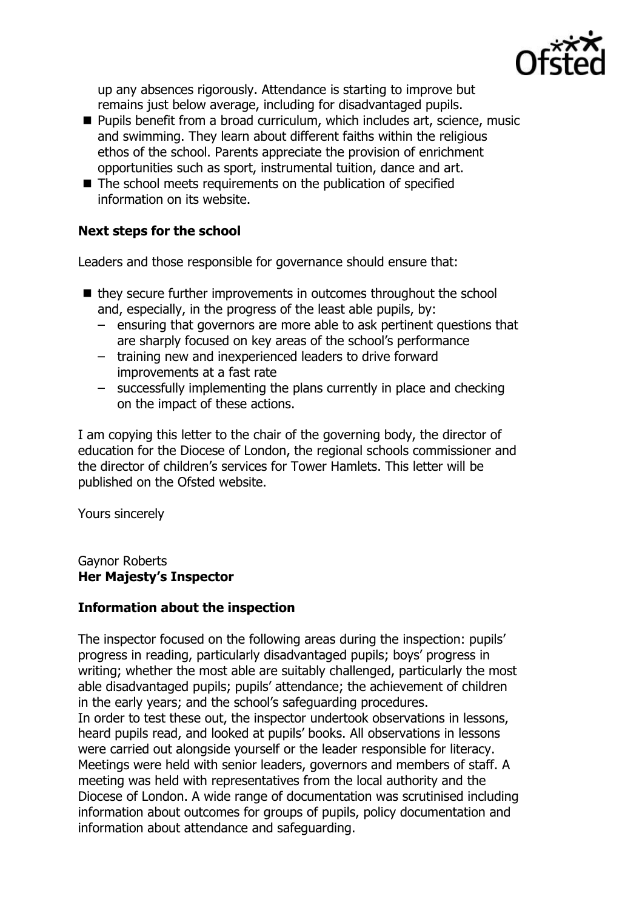up any absences rigorously. Attendance is starting to improve but remains just below average, including for disadvantaged pupils.

- Pupils benefit from a broad curriculum, which includes art, science, music and swimming. They learn about different faiths within the religious ethos of the school. Parents appreciate the provision of enrichment opportunities such as sport, instrumental tuition, dance and art.
- The school meets requirements on the publication of specified information on its website.

**Next steps for the school**

Leaders and those responsible for governance should ensure that:

- they secure further improvements in outcomes throughout the school and, especially, in the progress of the least able pupils, by:
  - ensuring that governors are more able to ask pertinent questions that are sharply focused on key areas of the school's performance
  - training new and inexperienced leaders to drive forward improvements at a fast rate
  - successfully implementing the plans currently in place and checking on the impact of these actions.

I am copying this letter to the chair of the governing body, the director of education for the Diocese of London, the regional schools commissioner and the director of children's services for Tower Hamlets. This letter will be published on the Ofsted website.

Yours sincerely

Gaynor Roberts
**Her Majesty's Inspector**

**Information about the inspection**

The inspector focused on the following areas during the inspection: pupils' progress in reading, particularly disadvantaged pupils; boys' progress in writing; whether the most able are suitably challenged, particularly the most able disadvantaged pupils; pupils' attendance; the achievement of children in the early years; and the school's safeguarding procedures.
In order to test these out, the inspector undertook observations in lessons, heard pupils read, and looked at pupils' books. All observations in lessons were carried out alongside yourself or the leader responsible for literacy. Meetings were held with senior leaders, governors and members of staff. A meeting was held with representatives from the local authority and the Diocese of London. A wide range of documentation was scrutinised including information about outcomes for groups of pupils, policy documentation and information about attendance and safeguarding.